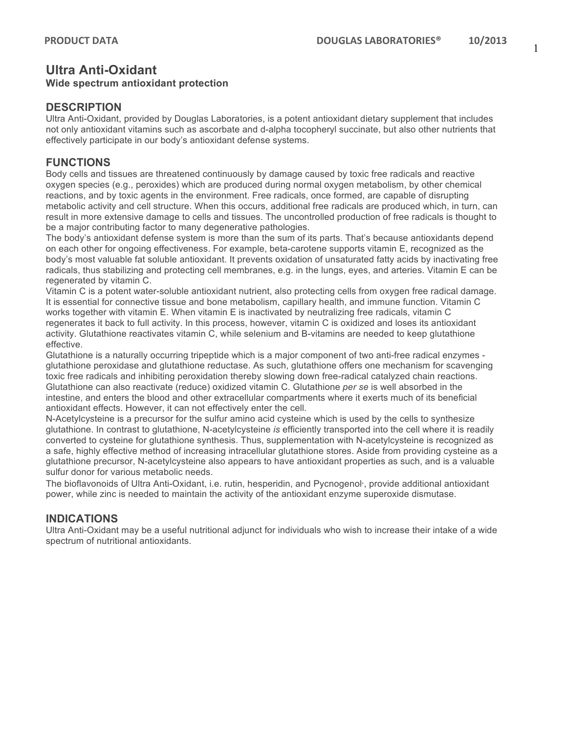# Ultra Anti-Oxidant

**Wide spectrum antioxidant protection**

## DESCRIPTION

Ultra Anti-Oxidant, provided by Douglas Laboratories, is a potent antioxidant dietary supplement that includes not only antioxidant vitamins such as ascorbate and d-alpha tocopheryl succinate, but also other nutrients that effectively participate in our body's antioxidant defense systems.

## FUNCTIONS

Body cells and tissues are threatened continuously by damage caused by toxic free radicals and reactive oxygen species (e.g., peroxides) which are produced during normal oxygen metabolism, by other chemical reactions, and by toxic agents in the environment. Free radicals, once formed, are capable of disrupting metabolic activity and cell structure. When this occurs, additional free radicals are produced which, in turn, can result in more extensive damage to cells and tissues. The uncontrolled production of free radicals is thought to be a major contributing factor to many degenerative pathologies.

The body's antioxidant defense system is more than the sum of its parts. That's because antioxidants depend on each other for ongoing effectiveness. For example, beta-carotene supports vitamin E, recognized as the body's most valuable fat soluble antioxidant. It prevents oxidation of unsaturated fatty acids by inactivating free radicals, thus stabilizing and protecting cell membranes, e.g. in the lungs, eyes, and arteries. Vitamin E can be regenerated by vitamin C.

Vitamin C is a potent water-soluble antioxidant nutrient, also protecting cells from oxygen free radical damage. It is essential for connective tissue and bone metabolism, capillary health, and immune function. Vitamin C works together with vitamin E. When vitamin E is inactivated by neutralizing free radicals, vitamin C regenerates it back to full activity. In this process, however, vitamin C is oxidized and loses its antioxidant activity. Glutathione reactivates vitamin C, while selenium and B-vitamins are needed to keep glutathione effective.

Glutathione is a naturally occurring tripeptide which is a major component of two anti-free radical enzymes - glutathione peroxidase and glutathione reductase. As such, glutathione offers one mechanism for scavenging toxic free radicals and inhibiting peroxidation thereby slowing down free-radical catalyzed chain reactions. Glutathione can also reactivate (reduce) oxidized vitamin C. Glutathione *per se* is well absorbed in the intestine, and enters the blood and other extracellular compartments where it exerts much of its beneficial antioxidant effects. However, it can not effectively enter the cell.

N-Acetylcysteine is a precursor for the sulfur amino acid cysteine which is used by the cells to synthesize glutathione. In contrast to glutathione, N-acetylcysteine *is* efficiently transported into the cell where it is readily converted to cysteine for glutathione synthesis. Thus, supplementation with N-acetylcysteine is recognized as a safe, highly effective method of increasing intracellular glutathione stores. Aside from providing cysteine as a glutathione precursor, N-acetylcysteine also appears to have antioxidant properties as such, and is a valuable sulfur donor for various metabolic needs.

The bioflavonoids of Ultra Anti-Oxidant, i.e. rutin, hesperidin, and Pycnogenol®, provide additional antioxidant power, while zinc is needed to maintain the activity of the antioxidant enzyme superoxide dismutase.

## INDICATIONS

Ultra Anti-Oxidant may be a useful nutritional adjunct for individuals who wish to increase their intake of a wide spectrum of nutritional antioxidants.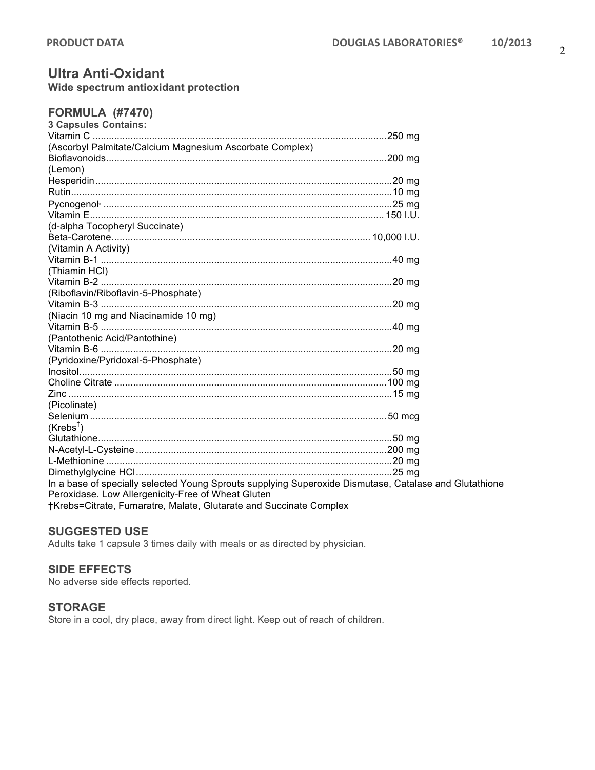# Ultra Anti-Oxidant

**Wide spectrum antioxidant protection**

## FORMULA (#7470)

**3 Capsules Contains:**

| | |
|---|---|
| Vitamin C | 250 mg |
| (Ascorbyl Palmitate/Calcium Magnesium Ascorbate Complex) | |
| Bioflavonoids | 200 mg |
| (Lemon) | |
| Hesperidin | 20 mg |
| Rutin | 10 mg |
| Pycnogenol® | 25 mg |
| Vitamin E | 150 I.U. |
| (d-alpha Tocopheryl Succinate) | |
| Beta-Carotene | 10,000 I.U. |
| (Vitamin A Activity) | |
| Vitamin B-1 | 40 mg |
| (Thiamin HCl) | |
| Vitamin B-2 | 20 mg |
| (Riboflavin/Riboflavin-5-Phosphate) | |
| Vitamin B-3 | 20 mg |
| (Niacin 10 mg and Niacinamide 10 mg) | |
| Vitamin B-5 | 40 mg |
| (Pantothenic Acid/Pantothine) | |
| Vitamin B-6 | 20 mg |
| (Pyridoxine/Pyridoxal-5-Phosphate) | |
| Inositol | 50 mg |
| Choline Citrate | 100 mg |
| Zinc | 15 mg |
| (Picolinate) | |
| Selenium | 50 mcg |
| (Krebs†) | |
| Glutathione | 50 mg |
| N-Acetyl-L-Cysteine | 200 mg |
| L-Methionine | 20 mg |
| Dimethylglycine HCl | 25 mg |

In a base of specially selected Young Sprouts supplying Superoxide Dismutase, Catalase and Glutathione Peroxidase. Low Allergenicity-Free of Wheat Gluten

†Krebs=Citrate, Fumaratre, Malate, Glutarate and Succinate Complex

## SUGGESTED USE

Adults take 1 capsule 3 times daily with meals or as directed by physician.

## SIDE EFFECTS

No adverse side effects reported.

## STORAGE

Store in a cool, dry place, away from direct light. Keep out of reach of children.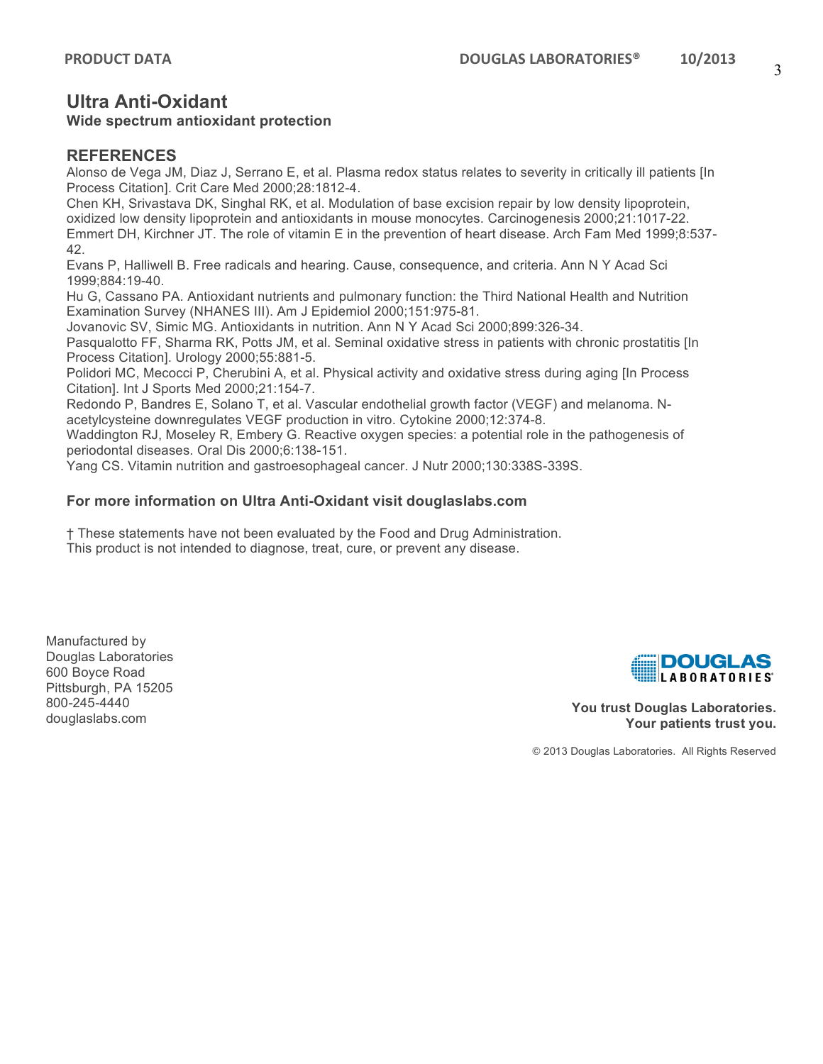# Ultra Anti-Oxidant

**Wide spectrum antioxidant protection**

## REFERENCES

Alonso de Vega JM, Diaz J, Serrano E, et al. Plasma redox status relates to severity in critically ill patients [In Process Citation]. Crit Care Med 2000;28:1812-4.

Chen KH, Srivastava DK, Singhal RK, et al. Modulation of base excision repair by low density lipoprotein, oxidized low density lipoprotein and antioxidants in mouse monocytes. Carcinogenesis 2000;21:1017-22.

Emmert DH, Kirchner JT. The role of vitamin E in the prevention of heart disease. Arch Fam Med 1999;8:537-42.

Evans P, Halliwell B. Free radicals and hearing. Cause, consequence, and criteria. Ann N Y Acad Sci 1999;884:19-40.

Hu G, Cassano PA. Antioxidant nutrients and pulmonary function: the Third National Health and Nutrition Examination Survey (NHANES III). Am J Epidemiol 2000;151:975-81.

Jovanovic SV, Simic MG. Antioxidants in nutrition. Ann N Y Acad Sci 2000;899:326-34.

Pasqualotto FF, Sharma RK, Potts JM, et al. Seminal oxidative stress in patients with chronic prostatitis [In Process Citation]. Urology 2000;55:881-5.

Polidori MC, Mecocci P, Cherubini A, et al. Physical activity and oxidative stress during aging [In Process Citation]. Int J Sports Med 2000;21:154-7.

Redondo P, Bandres E, Solano T, et al. Vascular endothelial growth factor (VEGF) and melanoma. N-acetylcysteine downregulates VEGF production in vitro. Cytokine 2000;12:374-8.

Waddington RJ, Moseley R, Embery G. Reactive oxygen species: a potential role in the pathogenesis of periodontal diseases. Oral Dis 2000;6:138-151.

Yang CS. Vitamin nutrition and gastroesophageal cancer. J Nutr 2000;130:338S-339S.

**For more information on Ultra Anti-Oxidant visit douglaslabs.com**

† These statements have not been evaluated by the Food and Drug Administration.
This product is not intended to diagnose, treat, cure, or prevent any disease.

Manufactured by
Douglas Laboratories
600 Boyce Road
Pittsburgh, PA 15205
800-245-4440
douglaslabs.com

DOUGLAS LABORATORIES

**You trust Douglas Laboratories.
Your patients trust you.**

© 2013 Douglas Laboratories. All Rights Reserved